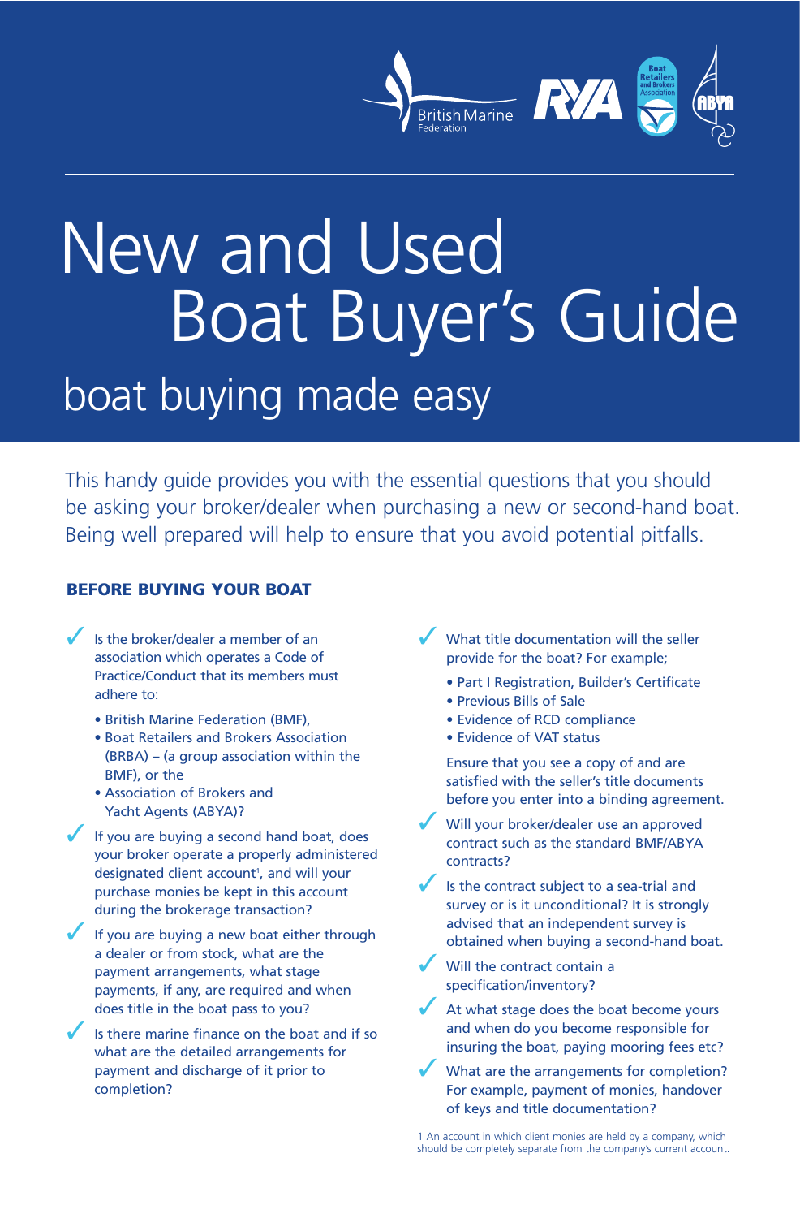# New and Used Boat Buyer's Guide

## boat buying made easy

This handy guide provides you with the essential questions that you should be asking your broker/dealer when purchasing a new or second-hand boat. Being well prepared will help to ensure that you avoid potential pitfalls.

### BEFORE BUYING YOUR BOAT

- ✓ Is the broker/dealer a member of an association which operates a Code of Practice/Conduct that its members must adhere to:
  - British Marine Federation (BMF),
  - Boat Retailers and Brokers Association (BRBA) – (a group association within the BMF), or the
  - Association of Brokers and Yacht Agents (ABYA)?
- ✓ If you are buying a second hand boat, does your broker operate a properly administered designated client account[1], and will your purchase monies be kept in this account during the brokerage transaction?
- ✓ If you are buying a new boat either through a dealer or from stock, what are the payment arrangements, what stage payments, if any, are required and when does title in the boat pass to you?
- ✓ Is there marine finance on the boat and if so what are the detailed arrangements for payment and discharge of it prior to completion?
- ✓ What title documentation will the seller provide for the boat? For example;
  - Part I Registration, Builder's Certificate
  - Previous Bills of Sale
  - Evidence of RCD compliance
  - Evidence of VAT status

  Ensure that you see a copy of and are satisfied with the seller's title documents before you enter into a binding agreement.
- ✓ Will your broker/dealer use an approved contract such as the standard BMF/ABYA contracts?
- ✓ Is the contract subject to a sea-trial and survey or is it unconditional? It is strongly advised that an independent survey is obtained when buying a second-hand boat.
- ✓ Will the contract contain a specification/inventory?
- ✓ At what stage does the boat become yours and when do you become responsible for insuring the boat, paying mooring fees etc?
- ✓ What are the arrangements for completion? For example, payment of monies, handover of keys and title documentation?

1 An account in which client monies are held by a company, which should be completely separate from the company's current account.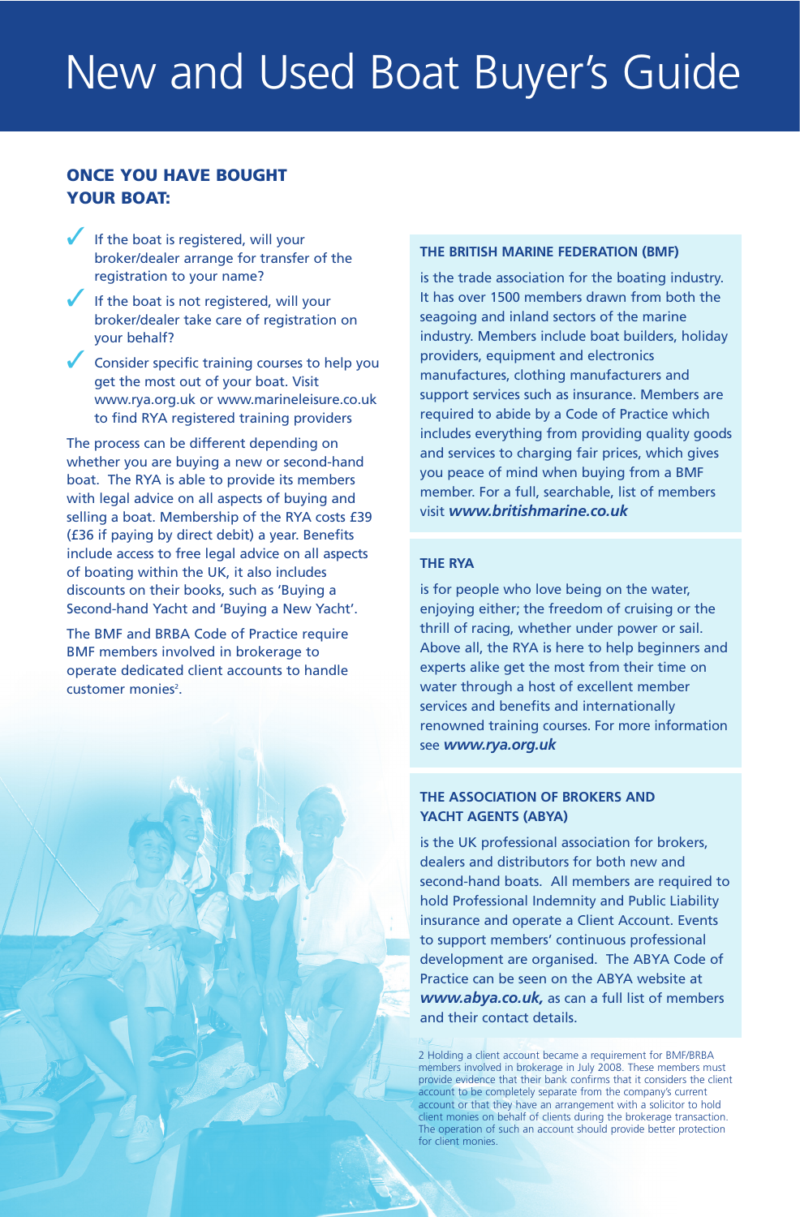# New and Used Boat Buyer's Guide

## ONCE YOU HAVE BOUGHT YOUR BOAT:

- ✓ If the boat is registered, will your broker/dealer arrange for transfer of the registration to your name?
- ✓ If the boat is not registered, will your broker/dealer take care of registration on your behalf?
- ✓ Consider specific training courses to help you get the most out of your boat. Visit www.rya.org.uk or www.marineleisure.co.uk to find RYA registered training providers

The process can be different depending on whether you are buying a new or second-hand boat. The RYA is able to provide its members with legal advice on all aspects of buying and selling a boat. Membership of the RYA costs £39 (£36 if paying by direct debit) a year. Benefits include access to free legal advice on all aspects of boating within the UK, it also includes discounts on their books, such as 'Buying a Second-hand Yacht and 'Buying a New Yacht'.

The BMF and BRBA Code of Practice require BMF members involved in brokerage to operate dedicated client accounts to handle customer monies[2].

### THE BRITISH MARINE FEDERATION (BMF)

is the trade association for the boating industry. It has over 1500 members drawn from both the seagoing and inland sectors of the marine industry. Members include boat builders, holiday providers, equipment and electronics manufactures, clothing manufacturers and support services such as insurance. Members are required to abide by a Code of Practice which includes everything from providing quality goods and services to charging fair prices, which gives you peace of mind when buying from a BMF member. For a full, searchable, list of members visit ***www.britishmarine.co.uk***

### THE RYA

is for people who love being on the water, enjoying either; the freedom of cruising or the thrill of racing, whether under power or sail. Above all, the RYA is here to help beginners and experts alike get the most from their time on water through a host of excellent member services and benefits and internationally renowned training courses. For more information see ***www.rya.org.uk***

### THE ASSOCIATION OF BROKERS AND YACHT AGENTS (ABYA)

is the UK professional association for brokers, dealers and distributors for both new and second-hand boats. All members are required to hold Professional Indemnity and Public Liability insurance and operate a Client Account. Events to support members' continuous professional development are organised. The ABYA Code of Practice can be seen on the ABYA website at ***www.abya.co.uk,*** as can a full list of members and their contact details.

2 Holding a client account became a requirement for BMF/BRBA members involved in brokerage in July 2008. These members must provide evidence that their bank confirms that it considers the client account to be completely separate from the company's current account or that they have an arrangement with a solicitor to hold client monies on behalf of clients during the brokerage transaction. The operation of such an account should provide better protection for client monies.